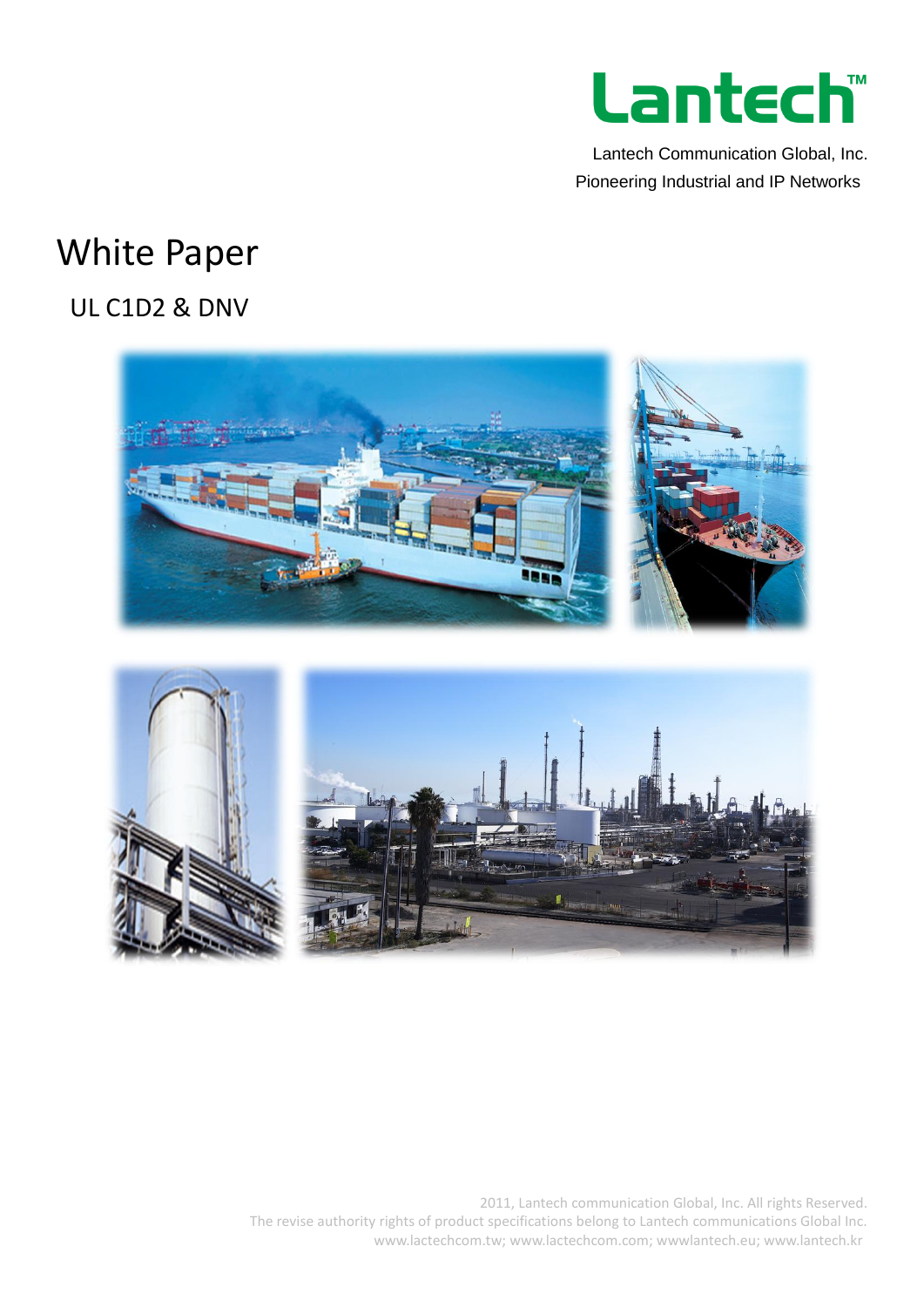Lantech™

Lantech Communication Global, Inc.
Pioneering Industrial and IP Networks

# White Paper

## UL C1D2 & DNV

2011, Lantech communication Global, Inc. All rights Reserved.
The revise authority rights of product specifications belong to Lantech communications Global Inc.
www.lactechcom.tw; www.lactechcom.com; wwwlantech.eu; www.lantech.kr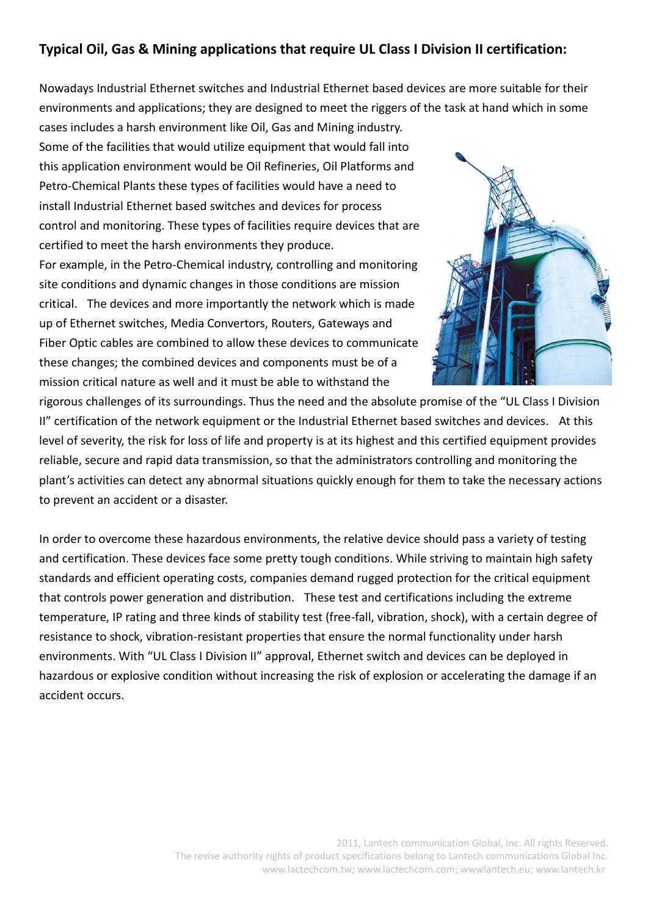## Typical Oil, Gas & Mining applications that require UL Class I Division II certification:

Nowadays Industrial Ethernet switches and Industrial Ethernet based devices are more suitable for their environments and applications; they are designed to meet the riggers of the task at hand which in some cases includes a harsh environment like Oil, Gas and Mining industry.
Some of the facilities that would utilize equipment that would fall into this application environment would be Oil Refineries, Oil Platforms and Petro-Chemical Plants these types of facilities would have a need to install Industrial Ethernet based switches and devices for process control and monitoring. These types of facilities require devices that are certified to meet the harsh environments they produce.
For example, in the Petro-Chemical industry, controlling and monitoring site conditions and dynamic changes in those conditions are mission critical. The devices and more importantly the network which is made up of Ethernet switches, Media Convertors, Routers, Gateways and Fiber Optic cables are combined to allow these devices to communicate these changes; the combined devices and components must be of a mission critical nature as well and it must be able to withstand the rigorous challenges of its surroundings. Thus the need and the absolute promise of the "UL Class I Division II" certification of the network equipment or the Industrial Ethernet based switches and devices. At this level of severity, the risk for loss of life and property is at its highest and this certified equipment provides reliable, secure and rapid data transmission, so that the administrators controlling and monitoring the plant's activities can detect any abnormal situations quickly enough for them to take the necessary actions to prevent an accident or a disaster.

In order to overcome these hazardous environments, the relative device should pass a variety of testing and certification. These devices face some pretty tough conditions. While striving to maintain high safety standards and efficient operating costs, companies demand rugged protection for the critical equipment that controls power generation and distribution. These test and certifications including the extreme temperature, IP rating and three kinds of stability test (free-fall, vibration, shock), with a certain degree of resistance to shock, vibration-resistant properties that ensure the normal functionality under harsh environments. With "UL Class I Division II" approval, Ethernet switch and devices can be deployed in hazardous or explosive condition without increasing the risk of explosion or accelerating the damage if an accident occurs.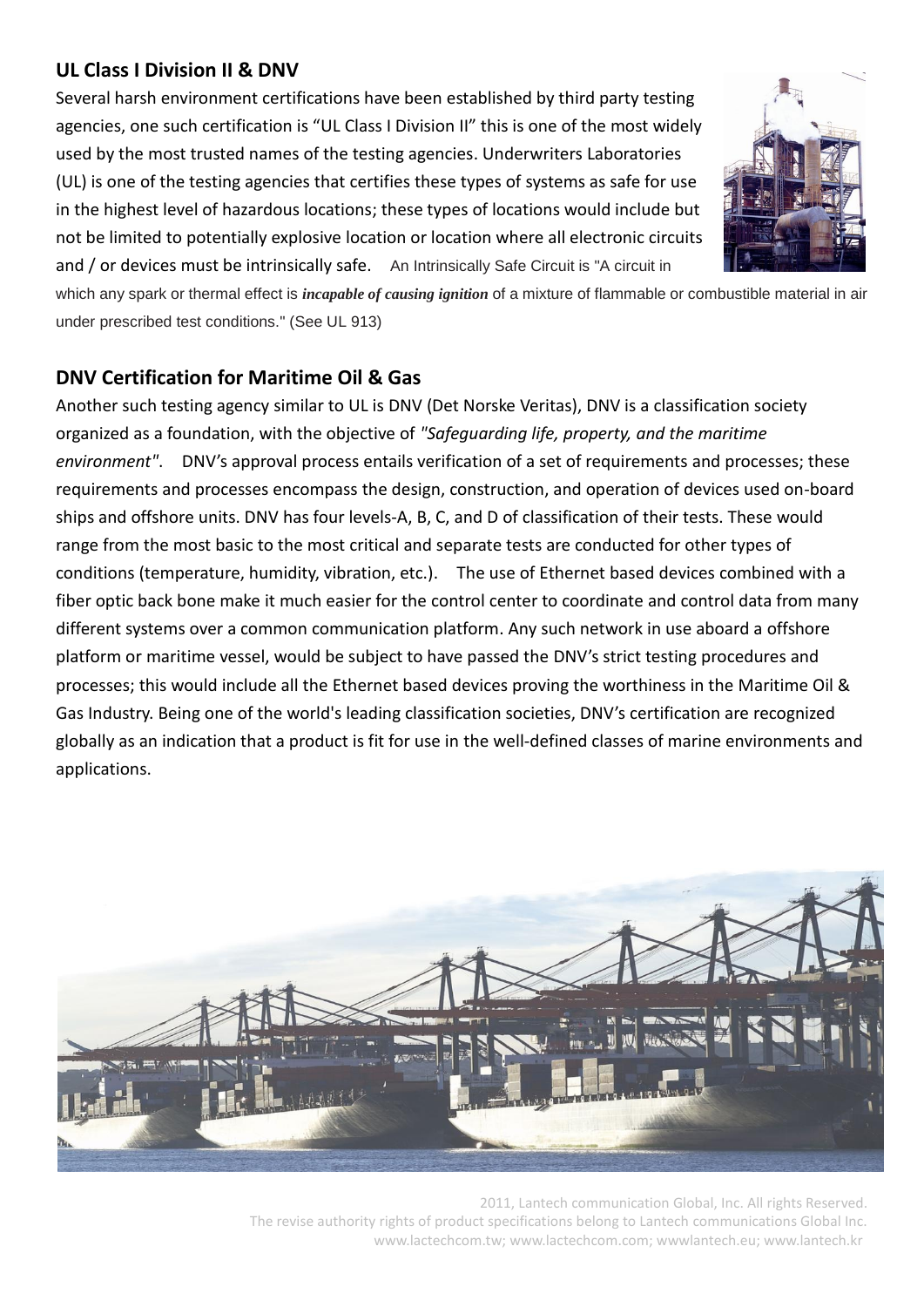## UL Class I Division II & DNV

Several harsh environment certifications have been established by third party testing agencies, one such certification is "UL Class I Division II" this is one of the most widely used by the most trusted names of the testing agencies. Underwriters Laboratories (UL) is one of the testing agencies that certifies these types of systems as safe for use in the highest level of hazardous locations; these types of locations would include but not be limited to potentially explosive location or location where all electronic circuits and / or devices must be intrinsically safe. An Intrinsically Safe Circuit is "A circuit in which any spark or thermal effect is ***incapable of causing ignition*** of a mixture of flammable or combustible material in air under prescribed test conditions." (See UL 913)

## DNV Certification for Maritime Oil & Gas

Another such testing agency similar to UL is DNV (Det Norske Veritas), DNV is a classification society organized as a foundation, with the objective of *"Safeguarding life, property, and the maritime environment"*. DNV's approval process entails verification of a set of requirements and processes; these requirements and processes encompass the design, construction, and operation of devices used on-board ships and offshore units. DNV has four levels-A, B, C, and D of classification of their tests. These would range from the most basic to the most critical and separate tests are conducted for other types of conditions (temperature, humidity, vibration, etc.). The use of Ethernet based devices combined with a fiber optic back bone make it much easier for the control center to coordinate and control data from many different systems over a common communication platform. Any such network in use aboard a offshore platform or maritime vessel, would be subject to have passed the DNV's strict testing procedures and processes; this would include all the Ethernet based devices proving the worthiness in the Maritime Oil & Gas Industry. Being one of the world's leading classification societies, DNV's certification are recognized globally as an indication that a product is fit for use in the well-defined classes of marine environments and applications.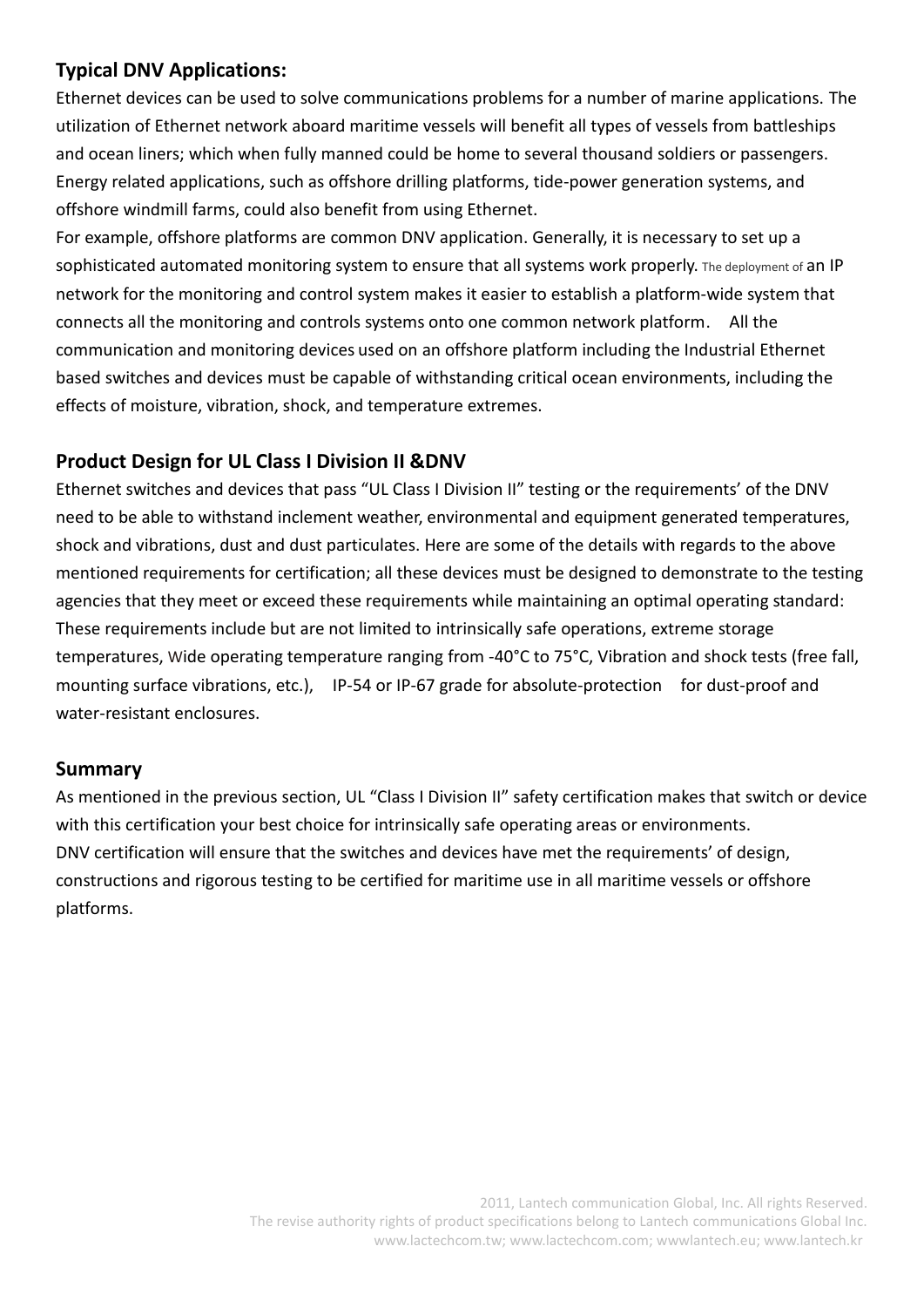## Typical DNV Applications:

Ethernet devices can be used to solve communications problems for a number of marine applications. The utilization of Ethernet network aboard maritime vessels will benefit all types of vessels from battleships and ocean liners; which when fully manned could be home to several thousand soldiers or passengers. Energy related applications, such as offshore drilling platforms, tide-power generation systems, and offshore windmill farms, could also benefit from using Ethernet.

For example, offshore platforms are common DNV application. Generally, it is necessary to set up a sophisticated automated monitoring system to ensure that all systems work properly. The deployment of an IP network for the monitoring and control system makes it easier to establish a platform-wide system that connects all the monitoring and controls systems onto one common network platform. All the communication and monitoring devices used on an offshore platform including the Industrial Ethernet based switches and devices must be capable of withstanding critical ocean environments, including the effects of moisture, vibration, shock, and temperature extremes.

## Product Design for UL Class I Division II &DNV

Ethernet switches and devices that pass "UL Class I Division II" testing or the requirements' of the DNV need to be able to withstand inclement weather, environmental and equipment generated temperatures, shock and vibrations, dust and dust particulates. Here are some of the details with regards to the above mentioned requirements for certification; all these devices must be designed to demonstrate to the testing agencies that they meet or exceed these requirements while maintaining an optimal operating standard: These requirements include but are not limited to intrinsically safe operations, extreme storage temperatures, Wide operating temperature ranging from -40°C to 75°C, Vibration and shock tests (free fall, mounting surface vibrations, etc.), IP-54 or IP-67 grade for absolute-protection for dust-proof and water-resistant enclosures.

## Summary

As mentioned in the previous section, UL "Class I Division II" safety certification makes that switch or device with this certification your best choice for intrinsically safe operating areas or environments.

DNV certification will ensure that the switches and devices have met the requirements' of design, constructions and rigorous testing to be certified for maritime use in all maritime vessels or offshore platforms.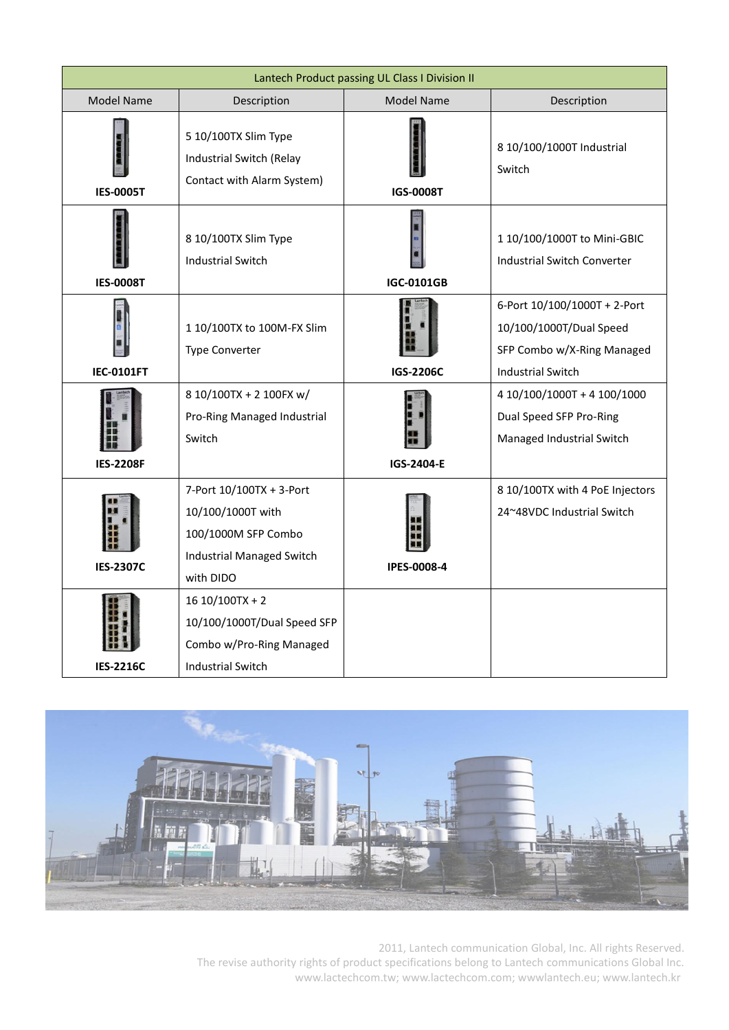| Lantech Product passing UL Class I Division II | | | |
|---|---|---|---|
| Model Name | Description | Model Name | Description |
| **IES-0005T** | 5 10/100TX Slim Type Industrial Switch (Relay Contact with Alarm System) | **IGS-0008T** | 8 10/100/1000T Industrial Switch |
| **IES-0008T** | 8 10/100TX Slim Type Industrial Switch | **IGC-0101GB** | 1 10/100/1000T to Mini-GBIC Industrial Switch Converter |
| **IEC-0101FT** | 1 10/100TX to 100M-FX Slim Type Converter | **IGS-2206C** | 6-Port 10/100/1000T + 2-Port 10/100/1000T/Dual Speed SFP Combo w/X-Ring Managed Industrial Switch |
| **IES-2208F** | 8 10/100TX + 2 100FX w/ Pro-Ring Managed Industrial Switch | **IGS-2404-E** | 4 10/100/1000T + 4 100/1000 Dual Speed SFP Pro-Ring Managed Industrial Switch |
| **IES-2307C** | 7-Port 10/100TX + 3-Port 10/100/1000T with 100/1000M SFP Combo Industrial Managed Switch with DIDO | **IPES-0008-4** | 8 10/100TX with 4 PoE Injectors 24~48VDC Industrial Switch |
| **IES-2216C** | 16 10/100TX + 2 10/100/1000T/Dual Speed SFP Combo w/Pro-Ring Managed Industrial Switch | | |

2011, Lantech communication Global, Inc. All rights Reserved.
The revise authority rights of product specifications belong to Lantech communications Global Inc.
www.lactechcom.tw; www.lactechcom.com; wwwlantech.eu; www.lantech.kr